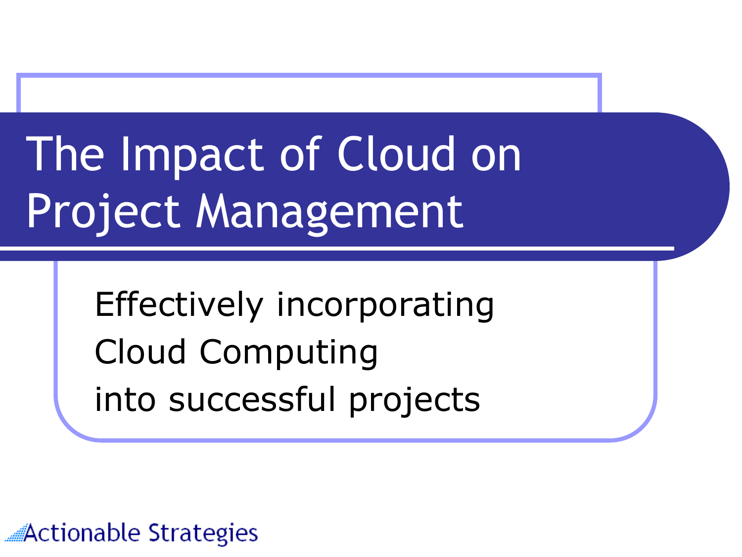# The Impact of Cloud on Project Management

Effectively incorporating
Cloud Computing
into successful projects

Actionable Strategies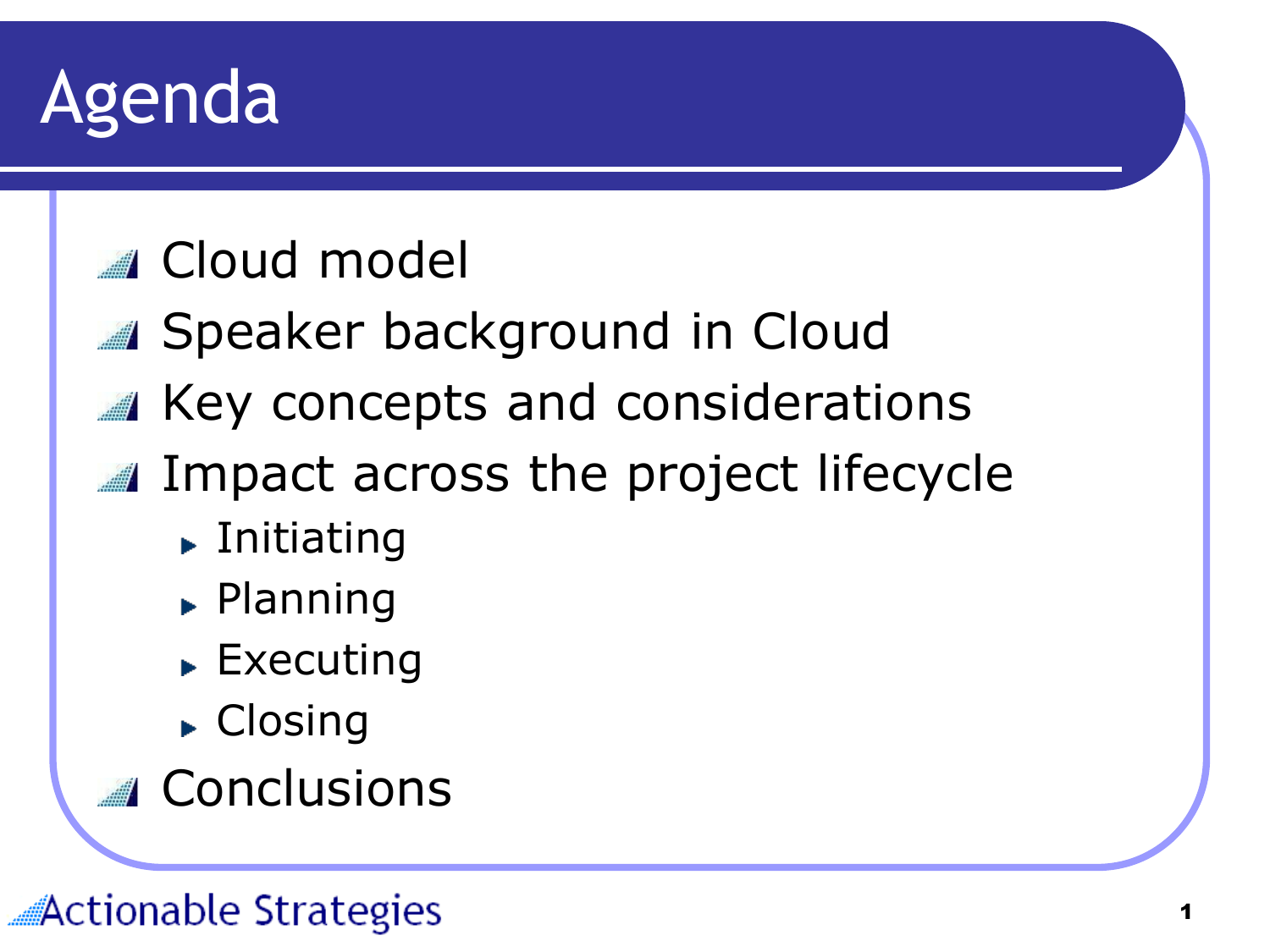# Agenda

- Cloud model
- Speaker background in Cloud
- Key concepts and considerations
- Impact across the project lifecycle
  - Initiating
  - Planning
  - Executing
  - Closing
- Conclusions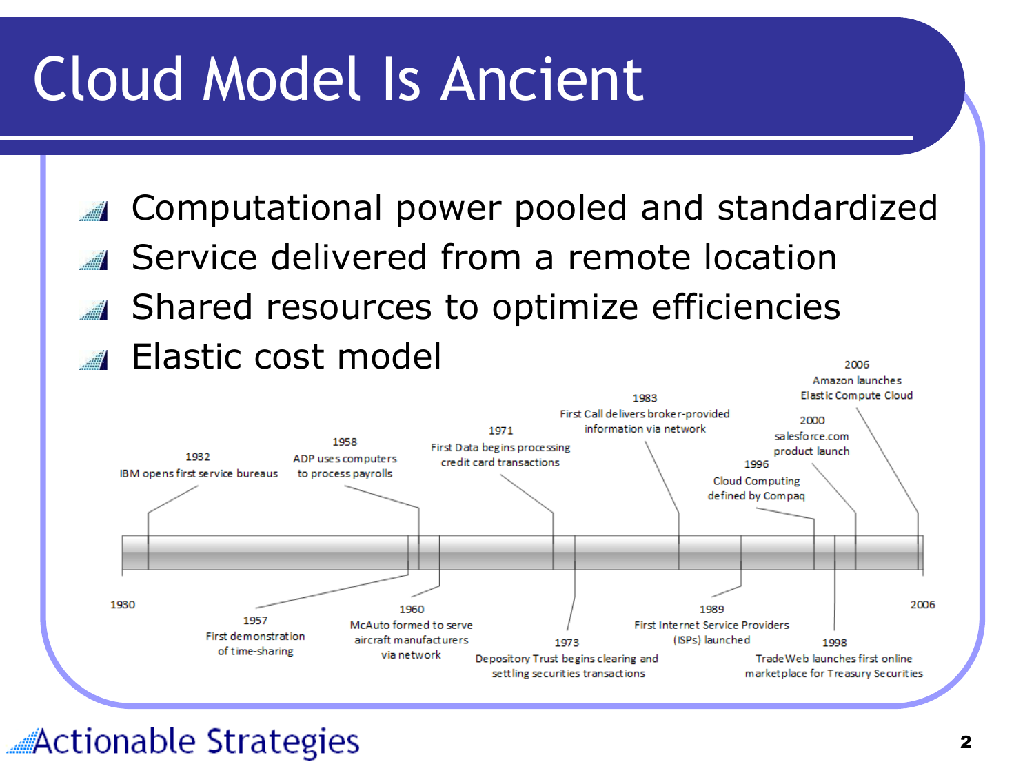# Cloud Model Is Ancient

- Computational power pooled and standardized
- Service delivered from a remote location
- Shared resources to optimize efficiencies
- Elastic cost model

1930

1932 IBM opens first service bureaus

1957 First demonstration of time-sharing

1958 ADP uses computers to process payrolls

1960 McAuto formed to serve aircraft manufacturers via network

1971 First Data begins processing credit card transactions

1973 Depository Trust begins clearing and settling securities transactions

1983 First Call delivers broker-provided information via network

1989 First Internet Service Providers (ISPs) launched

1996 Cloud Computing defined by Compaq

1998 TradeWeb launches first online marketplace for Treasury Securities

2000 salesforce.com product launch

2006 Amazon launches Elastic Compute Cloud

2006

Actionable Strategies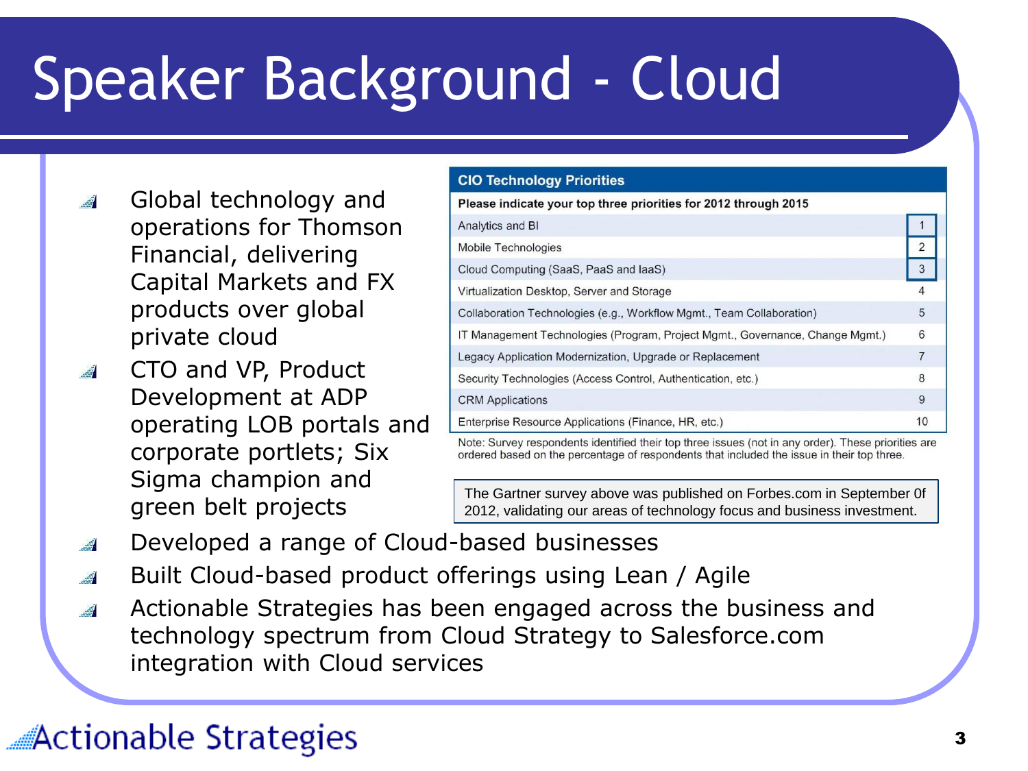# Speaker Background - Cloud

- Global technology and operations for Thomson Financial, delivering Capital Markets and FX products over global private cloud
- CTO and VP, Product Development at ADP operating LOB portals and corporate portlets; Six Sigma champion and green belt projects

**CIO Technology Priorities**

| Please indicate your top three priorities for 2012 through 2015 | |
|---|---|
| Analytics and BI | 1 |
| Mobile Technologies | 2 |
| Cloud Computing (SaaS, PaaS and IaaS) | 3 |
| Virtualization Desktop, Server and Storage | 4 |
| Collaboration Technologies (e.g., Workflow Mgmt., Team Collaboration) | 5 |
| IT Management Technologies (Program, Project Mgmt., Governance, Change Mgmt.) | 6 |
| Legacy Application Modernization, Upgrade or Replacement | 7 |
| Security Technologies (Access Control, Authentication, etc.) | 8 |
| CRM Applications | 9 |
| Enterprise Resource Applications (Finance, HR, etc.) | 10 |

Note: Survey respondents identified their top three issues (not in any order). These priorities are ordered based on the percentage of respondents that included the issue in their top three.

The Gartner survey above was published on Forbes.com in September 0f 2012, validating our areas of technology focus and business investment.

- Developed a range of Cloud-based businesses
- Built Cloud-based product offerings using Lean / Agile
- Actionable Strategies has been engaged across the business and technology spectrum from Cloud Strategy to Salesforce.com integration with Cloud services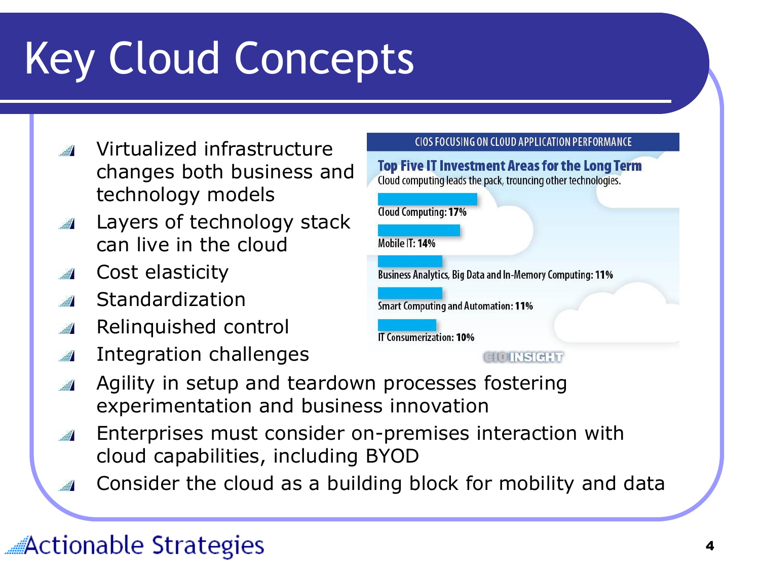# Key Cloud Concepts

- Virtualized infrastructure changes both business and technology models
- Layers of technology stack can live in the cloud
- Cost elasticity
- Standardization
- Relinquished control
- Integration challenges
- Agility in setup and teardown processes fostering experimentation and business innovation
- Enterprises must consider on-premises interaction with cloud capabilities, including BYOD
- Consider the cloud as a building block for mobility and data

CIOS FOCUSING ON CLOUD APPLICATION PERFORMANCE

**Top Five IT Investment Areas for the Long Term**

Cloud computing leads the pack, trouncing other technologies.

| Investment Area | Percentage |
|---|---|
| Cloud Computing | 17% |
| Mobile IT | 14% |
| Business Analytics, Big Data and In-Memory Computing | 11% |
| Smart Computing and Automation | 11% |
| IT Consumerization | 10% |

CIO INSIGHT

Actionable Strategies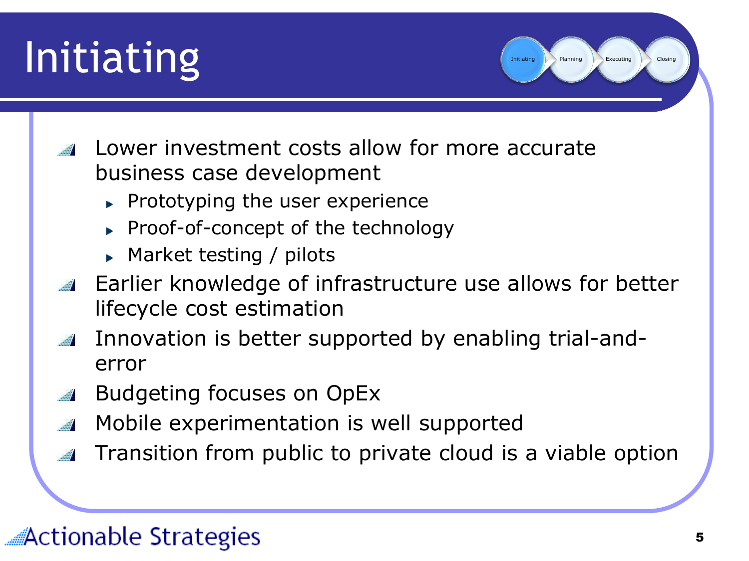# Initiating

- Lower investment costs allow for more accurate business case development
  - Prototyping the user experience
  - Proof-of-concept of the technology
  - Market testing / pilots
- Earlier knowledge of infrastructure use allows for better lifecycle cost estimation
- Innovation is better supported by enabling trial-and-error
- Budgeting focuses on OpEx
- Mobile experimentation is well supported
- Transition from public to private cloud is a viable option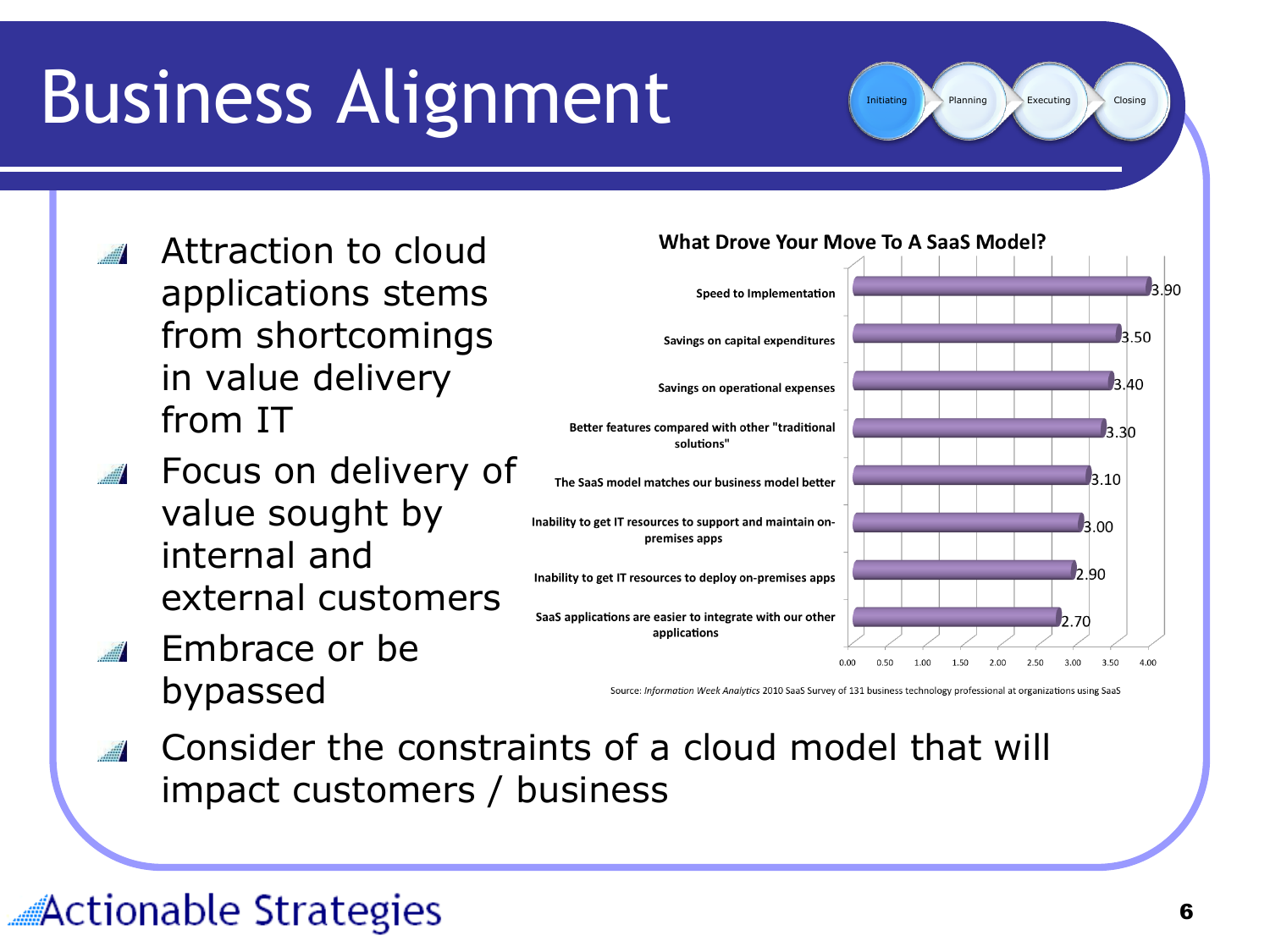# Business Alignment

- Attraction to cloud applications stems from shortcomings in value delivery from IT
- Focus on delivery of value sought by internal and external customers
- Embrace or be bypassed

**What Drove Your Move To A SaaS Model?**

| Driver | Score |
|---|---|
| Speed to Implementation | 3.90 |
| Savings on capital expenditures | 3.50 |
| Savings on operational expenses | 3.40 |
| Better features compared with other "traditional solutions" | 3.30 |
| The SaaS model matches our business model better | 3.10 |
| Inability to get IT resources to support and maintain on-premises apps | 3.00 |
| Inability to get IT resources to deploy on-premises apps | 2.90 |
| SaaS applications are easier to integrate with our other applications | 2.70 |

Source: *Information Week Analytics* 2010 SaaS Survey of 131 business technology professional at organizations using SaaS

- Consider the constraints of a cloud model that will impact customers / business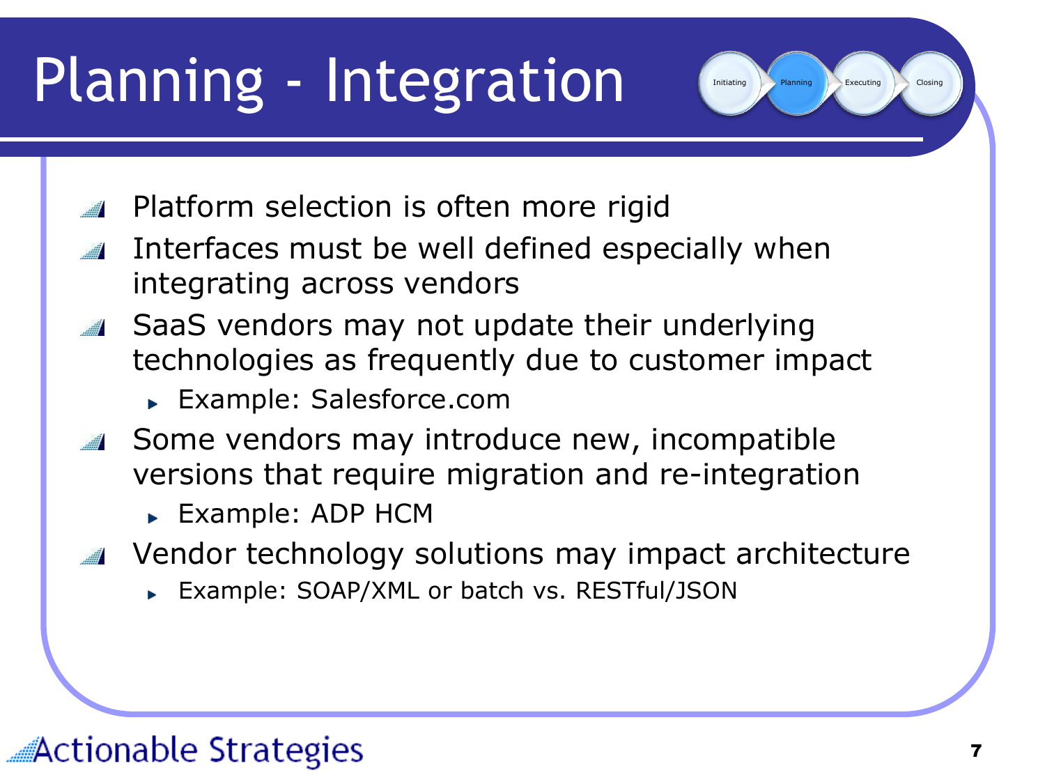# Planning - Integration

- Platform selection is often more rigid
- Interfaces must be well defined especially when integrating across vendors
- SaaS vendors may not update their underlying technologies as frequently due to customer impact
  - Example: Salesforce.com
- Some vendors may introduce new, incompatible versions that require migration and re-integration
  - Example: ADP HCM
- Vendor technology solutions may impact architecture
  - Example: SOAP/XML or batch vs. RESTful/JSON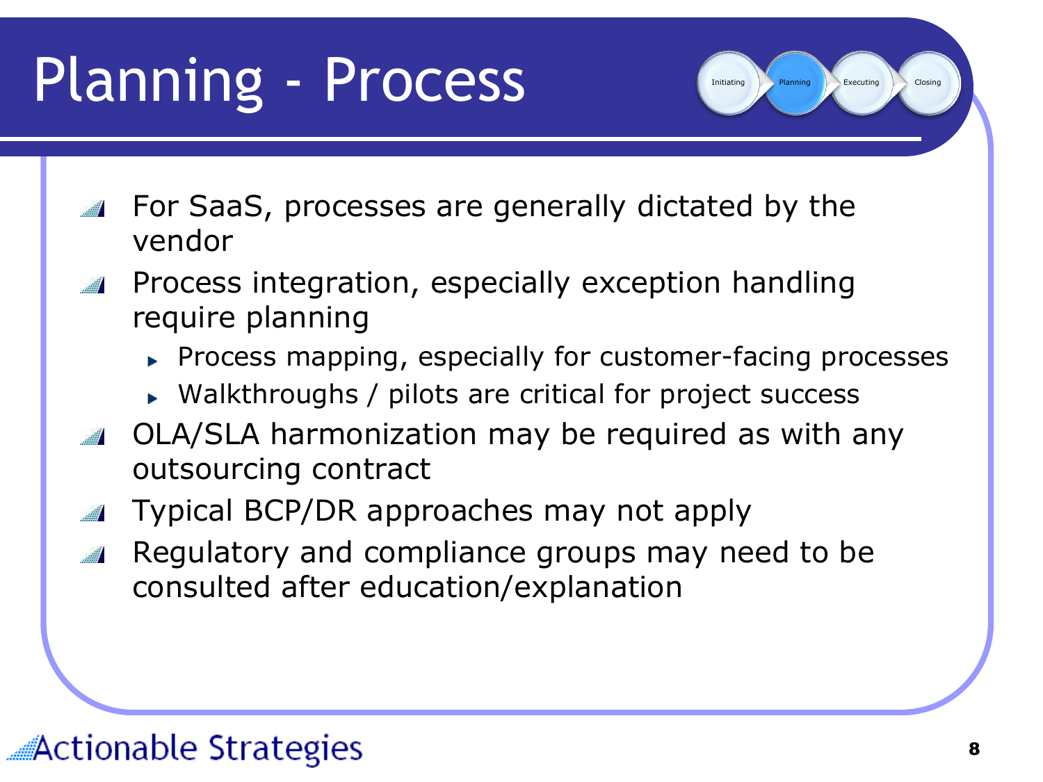# Planning - Process

- For SaaS, processes are generally dictated by the vendor
- Process integration, especially exception handling require planning
  - Process mapping, especially for customer-facing processes
  - Walkthroughs / pilots are critical for project success
- OLA/SLA harmonization may be required as with any outsourcing contract
- Typical BCP/DR approaches may not apply
- Regulatory and compliance groups may need to be consulted after education/explanation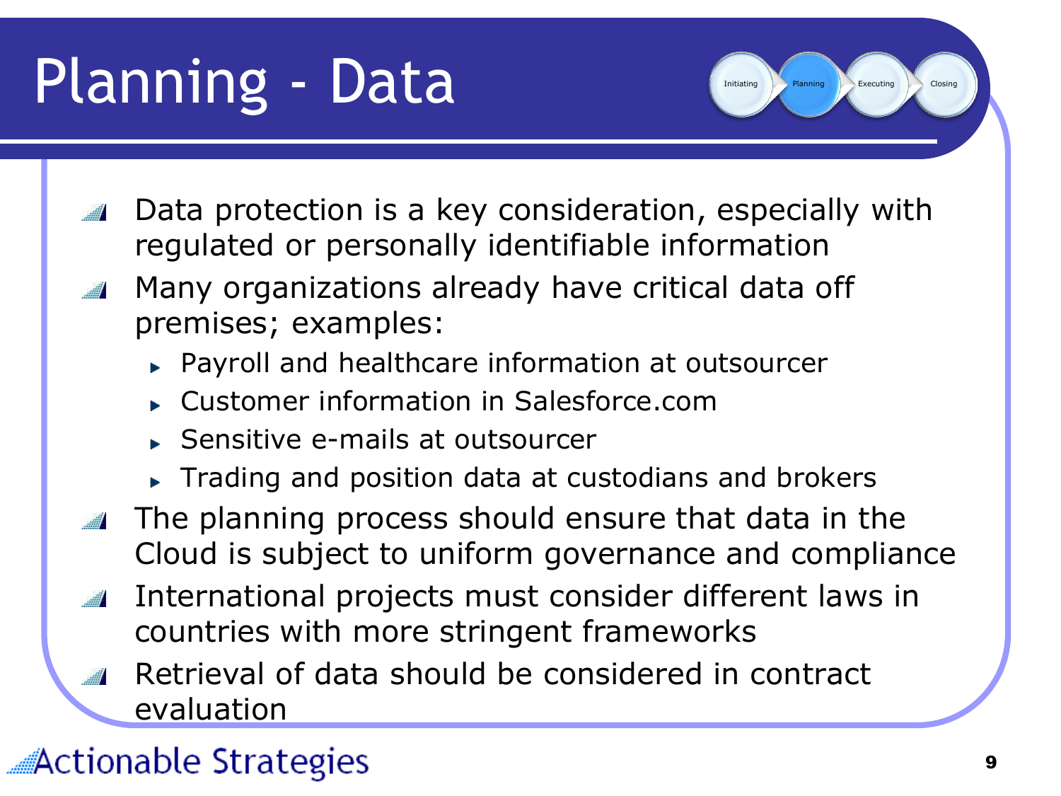# Planning - Data

Initiating | Planning | Executing | Closing

- Data protection is a key consideration, especially with regulated or personally identifiable information
- Many organizations already have critical data off premises; examples:
  - Payroll and healthcare information at outsourcer
  - Customer information in Salesforce.com
  - Sensitive e-mails at outsourcer
  - Trading and position data at custodians and brokers
- The planning process should ensure that data in the Cloud is subject to uniform governance and compliance
- International projects must consider different laws in countries with more stringent frameworks
- Retrieval of data should be considered in contract evaluation

Actionable Strategies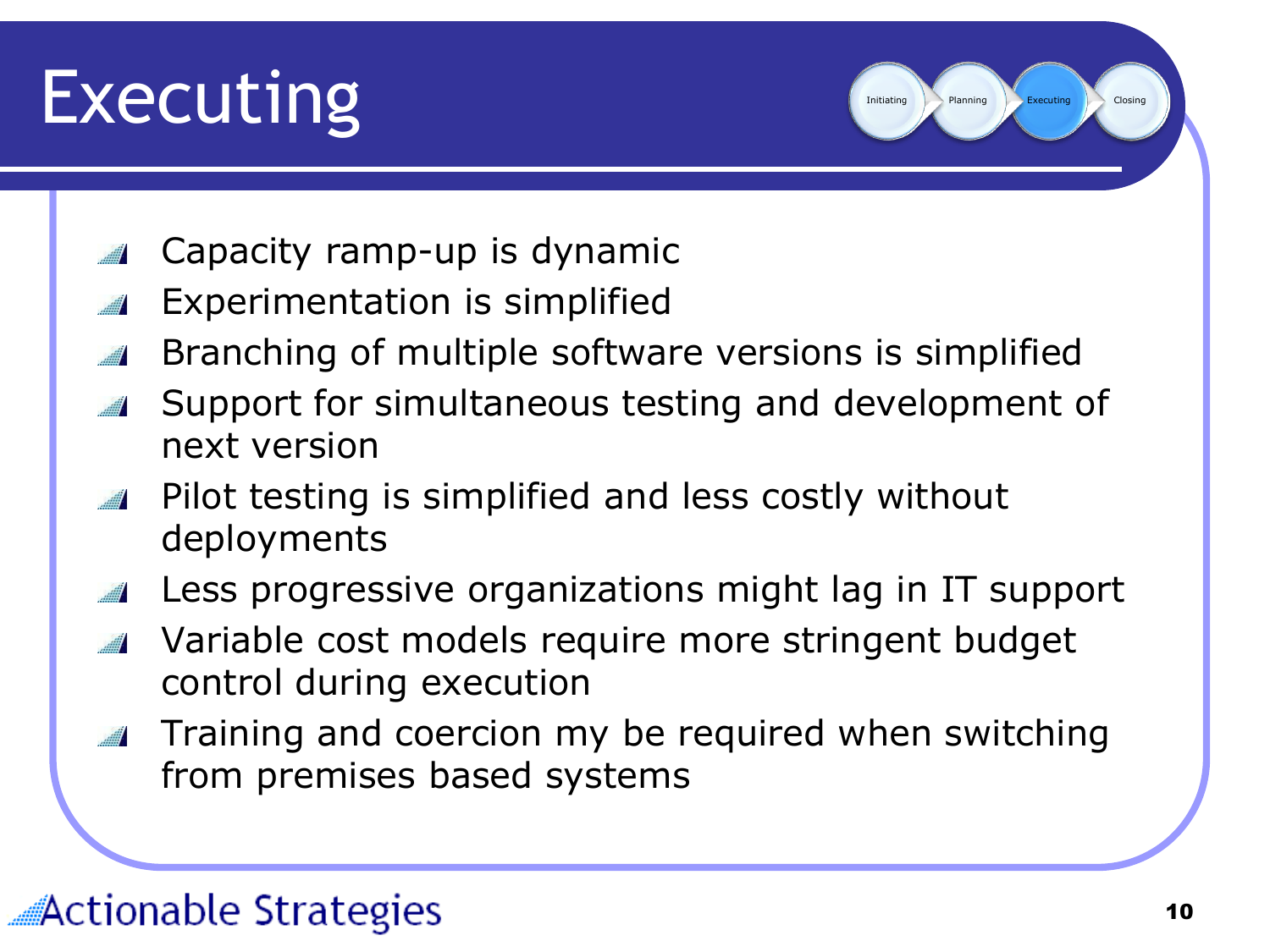# Executing

Initiating → Planning → Executing → Closing

- Capacity ramp-up is dynamic
- Experimentation is simplified
- Branching of multiple software versions is simplified
- Support for simultaneous testing and development of next version
- Pilot testing is simplified and less costly without deployments
- Less progressive organizations might lag in IT support
- Variable cost models require more stringent budget control during execution
- Training and coercion my be required when switching from premises based systems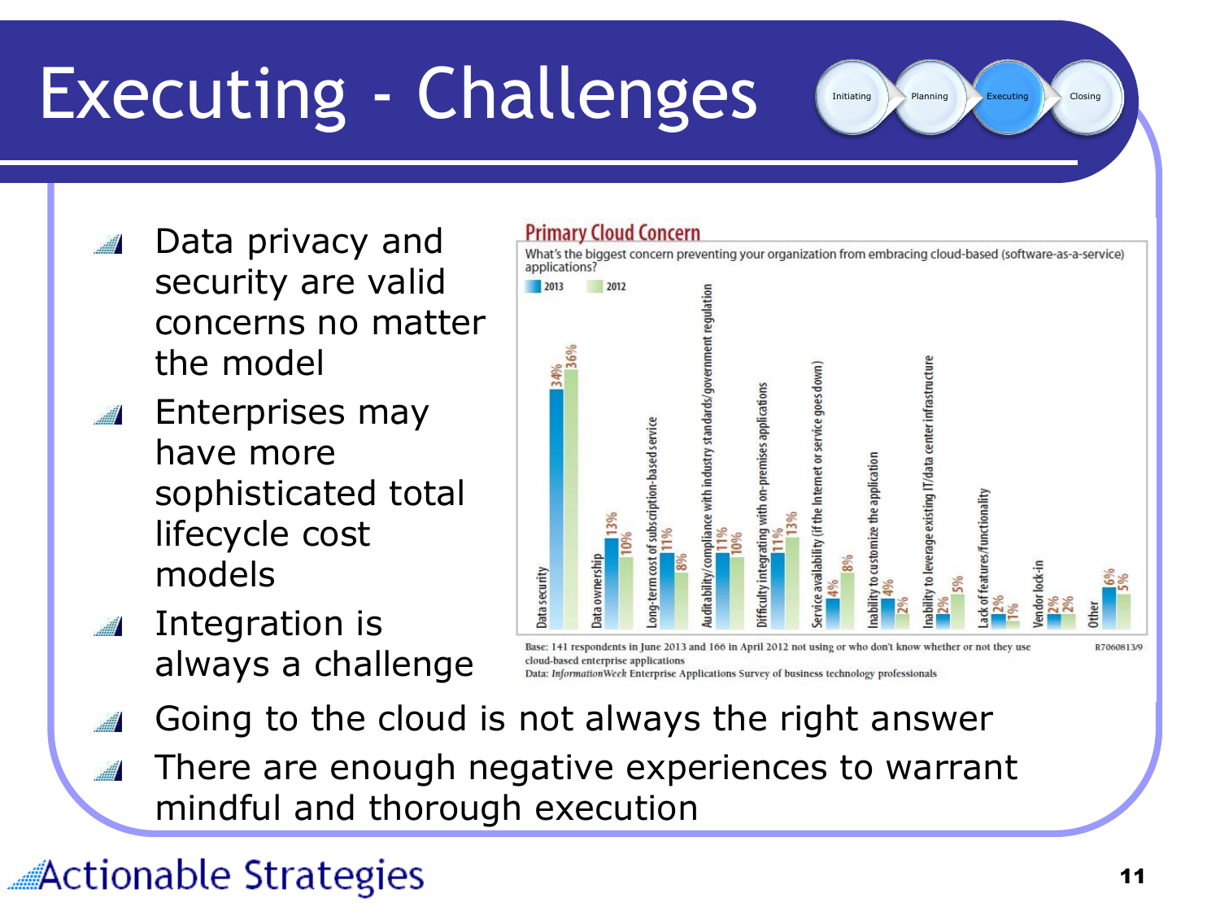# Executing - Challenges

Initiating → Planning → **Executing** → Closing

- Data privacy and security are valid concerns no matter the model
- Enterprises may have more sophisticated total lifecycle cost models
- Integration is always a challenge

**Primary Cloud Concern**

What's the biggest concern preventing your organization from embracing cloud-based (software-as-a-service) applications?

| Concern | 2013 | 2012 |
|---|---|---|
| Data security | 34% | 36% |
| Data ownership | 13% | 10% |
| Long-term cost of subscription-based service | 11% | 8% |
| Auditability/compliance with industry standards/government regulation | 11% | 10% |
| Difficulty integrating with on-premises applications | 11% | 13% |
| Service availability (if the Internet or service goes down) | 4% | 8% |
| Inability to customize the application | 4% | 2% |
| Inability to leverage existing IT/data center infrastructure | 2% | 5% |
| Lack of features/functionality | 2% | 1% |
| Vendor lock-in | 2% | 2% |
| Other | 6% | 5% |

Base: 141 respondents in June 2013 and 166 in April 2012 not using or who don't know whether or not they use cloud-based enterprise applications

Data: *InformationWeek* Enterprise Applications Survey of business technology professionals

R7060813/9

- Going to the cloud is not always the right answer
- There are enough negative experiences to warrant mindful and thorough execution

Actionable Strategies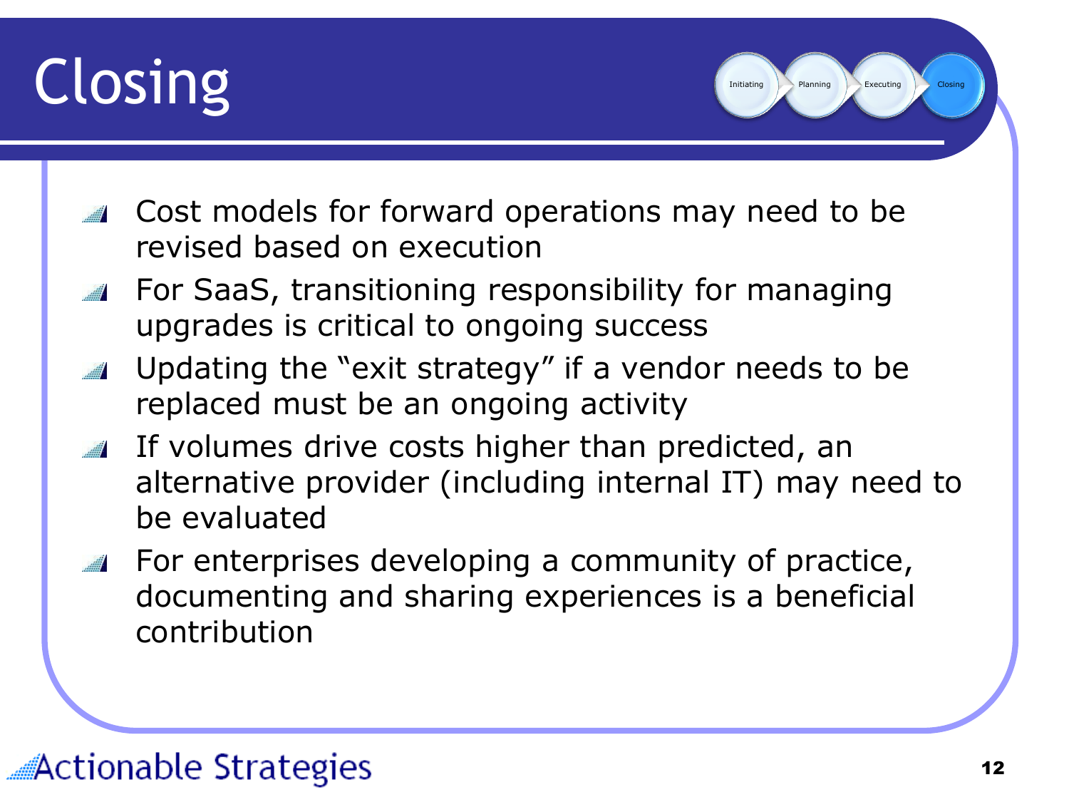# Closing

Initiating → Planning → Executing → Closing

- Cost models for forward operations may need to be revised based on execution
- For SaaS, transitioning responsibility for managing upgrades is critical to ongoing success
- Updating the "exit strategy" if a vendor needs to be replaced must be an ongoing activity
- If volumes drive costs higher than predicted, an alternative provider (including internal IT) may need to be evaluated
- For enterprises developing a community of practice, documenting and sharing experiences is a beneficial contribution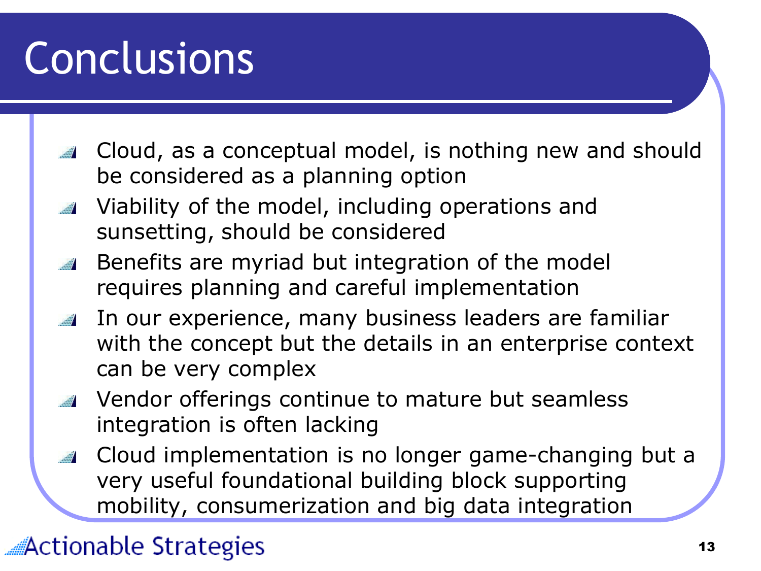# Conclusions

- Cloud, as a conceptual model, is nothing new and should be considered as a planning option
- Viability of the model, including operations and sunsetting, should be considered
- Benefits are myriad but integration of the model requires planning and careful implementation
- In our experience, many business leaders are familiar with the concept but the details in an enterprise context can be very complex
- Vendor offerings continue to mature but seamless integration is often lacking
- Cloud implementation is no longer game-changing but a very useful foundational building block supporting mobility, consumerization and big data integration

Actionable Strategies